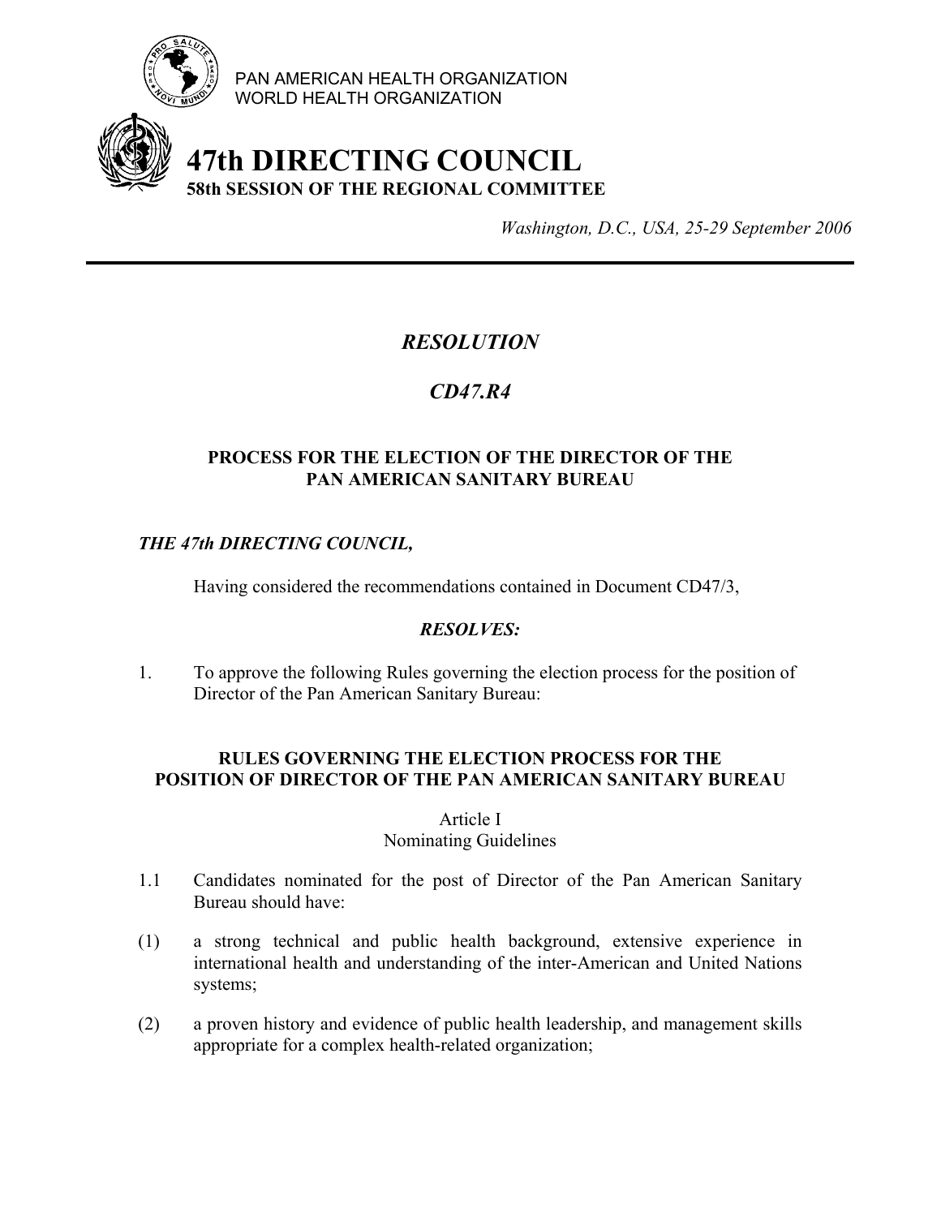PAN AMERICAN HEALTH ORGANIZATION
WORLD HEALTH ORGANIZATION

# 47th DIRECTING COUNCIL

**58th SESSION OF THE REGIONAL COMMITTEE**

*Washington, D.C., USA, 25-29 September 2006*

---

## *RESOLUTION*

## *CD47.R4*

### PROCESS FOR THE ELECTION OF THE DIRECTOR OF THE PAN AMERICAN SANITARY BUREAU

***THE 47th DIRECTING COUNCIL,***

Having considered the recommendations contained in Document CD47/3,

***RESOLVES:***

1. To approve the following Rules governing the election process for the position of Director of the Pan American Sanitary Bureau:

### RULES GOVERNING THE ELECTION PROCESS FOR THE POSITION OF DIRECTOR OF THE PAN AMERICAN SANITARY BUREAU

Article I
Nominating Guidelines

1.1 Candidates nominated for the post of Director of the Pan American Sanitary Bureau should have:

(1) a strong technical and public health background, extensive experience in international health and understanding of the inter-American and United Nations systems;

(2) a proven history and evidence of public health leadership, and management skills appropriate for a complex health-related organization;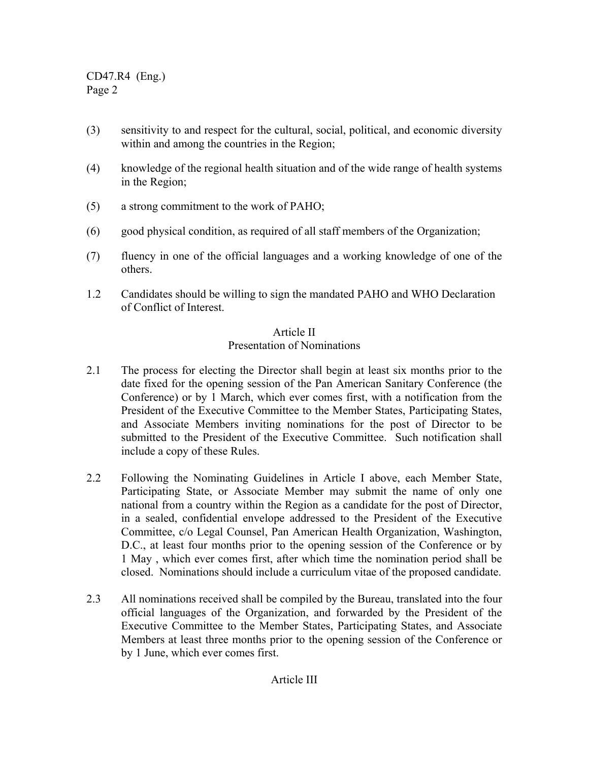(3) sensitivity to and respect for the cultural, social, political, and economic diversity within and among the countries in the Region;

(4) knowledge of the regional health situation and of the wide range of health systems in the Region;

(5) a strong commitment to the work of PAHO;

(6) good physical condition, as required of all staff members of the Organization;

(7) fluency in one of the official languages and a working knowledge of one of the others.

1.2 Candidates should be willing to sign the mandated PAHO and WHO Declaration of Conflict of Interest.

## Article II
## Presentation of Nominations

2.1 The process for electing the Director shall begin at least six months prior to the date fixed for the opening session of the Pan American Sanitary Conference (the Conference) or by 1 March, which ever comes first, with a notification from the President of the Executive Committee to the Member States, Participating States, and Associate Members inviting nominations for the post of Director to be submitted to the President of the Executive Committee. Such notification shall include a copy of these Rules.

2.2 Following the Nominating Guidelines in Article I above, each Member State, Participating State, or Associate Member may submit the name of only one national from a country within the Region as a candidate for the post of Director, in a sealed, confidential envelope addressed to the President of the Executive Committee, c/o Legal Counsel, Pan American Health Organization, Washington, D.C., at least four months prior to the opening session of the Conference or by 1 May , which ever comes first, after which time the nomination period shall be closed. Nominations should include a curriculum vitae of the proposed candidate.

2.3 All nominations received shall be compiled by the Bureau, translated into the four official languages of the Organization, and forwarded by the President of the Executive Committee to the Member States, Participating States, and Associate Members at least three months prior to the opening session of the Conference or by 1 June, which ever comes first.

## Article III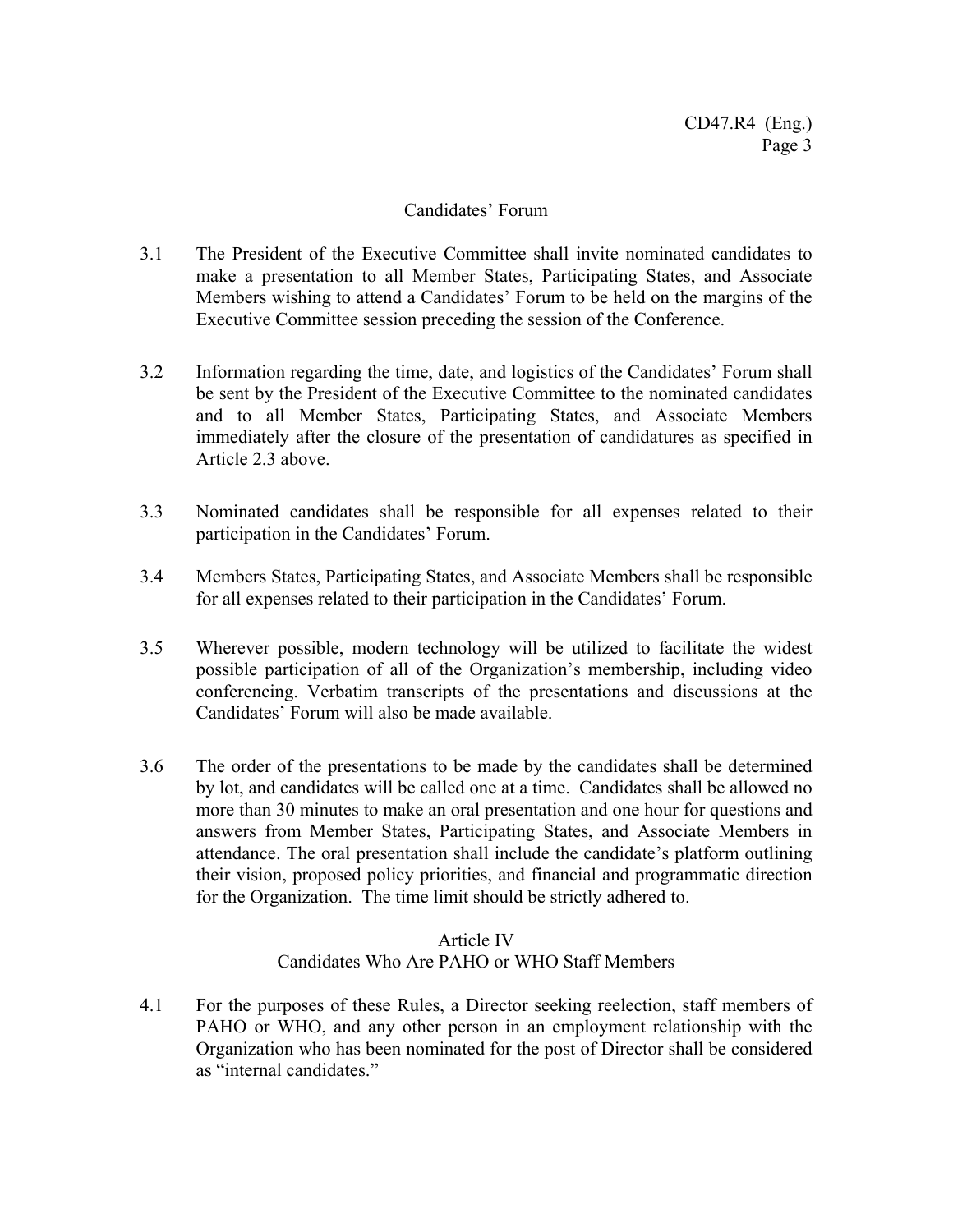## Candidates' Forum

3.1 The President of the Executive Committee shall invite nominated candidates to make a presentation to all Member States, Participating States, and Associate Members wishing to attend a Candidates' Forum to be held on the margins of the Executive Committee session preceding the session of the Conference.

3.2 Information regarding the time, date, and logistics of the Candidates' Forum shall be sent by the President of the Executive Committee to the nominated candidates and to all Member States, Participating States, and Associate Members immediately after the closure of the presentation of candidatures as specified in Article 2.3 above.

3.3 Nominated candidates shall be responsible for all expenses related to their participation in the Candidates' Forum.

3.4 Members States, Participating States, and Associate Members shall be responsible for all expenses related to their participation in the Candidates' Forum.

3.5 Wherever possible, modern technology will be utilized to facilitate the widest possible participation of all of the Organization's membership, including video conferencing. Verbatim transcripts of the presentations and discussions at the Candidates' Forum will also be made available.

3.6 The order of the presentations to be made by the candidates shall be determined by lot, and candidates will be called one at a time. Candidates shall be allowed no more than 30 minutes to make an oral presentation and one hour for questions and answers from Member States, Participating States, and Associate Members in attendance. The oral presentation shall include the candidate's platform outlining their vision, proposed policy priorities, and financial and programmatic direction for the Organization. The time limit should be strictly adhered to.

## Article IV
## Candidates Who Are PAHO or WHO Staff Members

4.1 For the purposes of these Rules, a Director seeking reelection, staff members of PAHO or WHO, and any other person in an employment relationship with the Organization who has been nominated for the post of Director shall be considered as "internal candidates."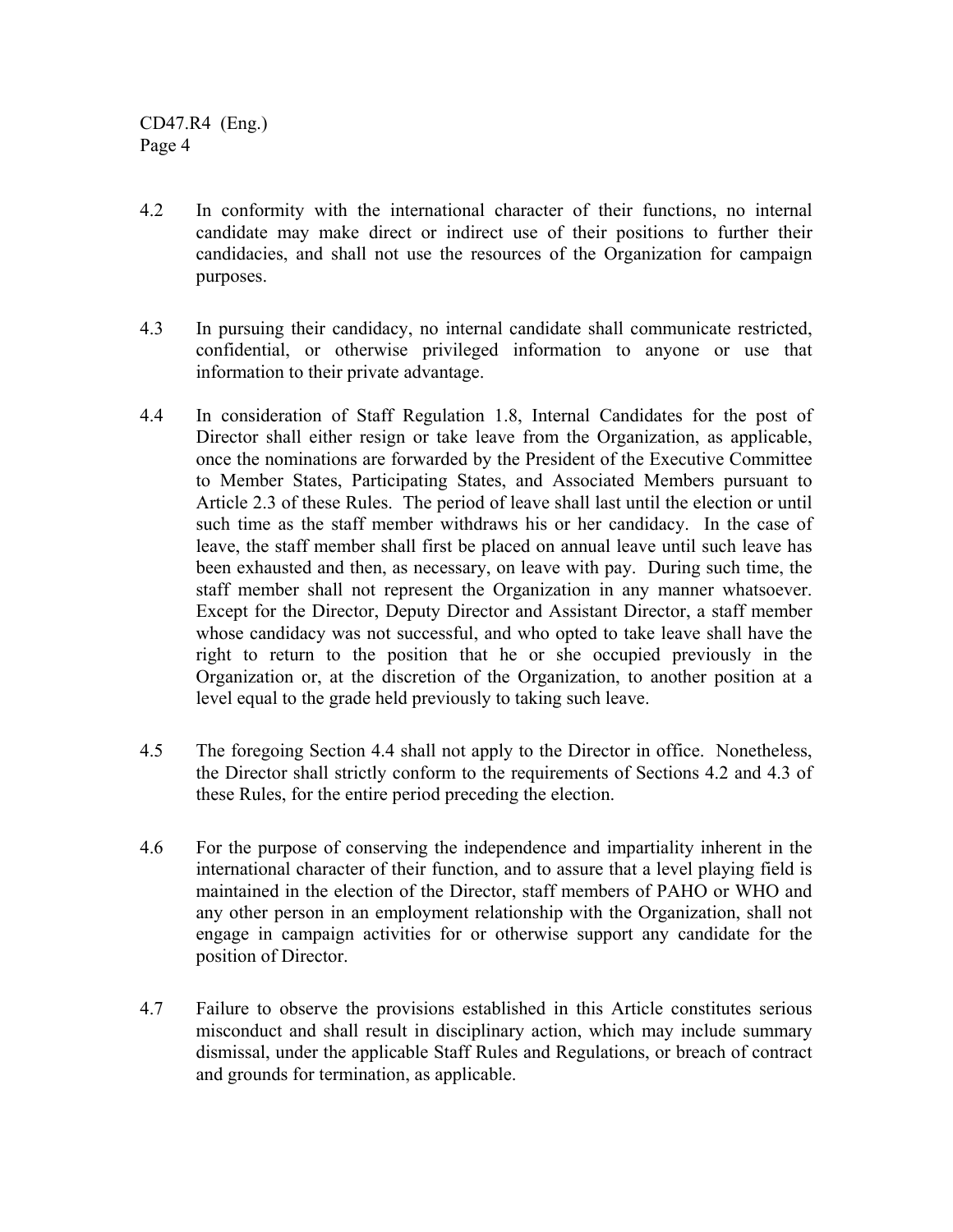4.2 In conformity with the international character of their functions, no internal candidate may make direct or indirect use of their positions to further their candidacies, and shall not use the resources of the Organization for campaign purposes.

4.3 In pursuing their candidacy, no internal candidate shall communicate restricted, confidential, or otherwise privileged information to anyone or use that information to their private advantage.

4.4 In consideration of Staff Regulation 1.8, Internal Candidates for the post of Director shall either resign or take leave from the Organization, as applicable, once the nominations are forwarded by the President of the Executive Committee to Member States, Participating States, and Associated Members pursuant to Article 2.3 of these Rules. The period of leave shall last until the election or until such time as the staff member withdraws his or her candidacy. In the case of leave, the staff member shall first be placed on annual leave until such leave has been exhausted and then, as necessary, on leave with pay. During such time, the staff member shall not represent the Organization in any manner whatsoever. Except for the Director, Deputy Director and Assistant Director, a staff member whose candidacy was not successful, and who opted to take leave shall have the right to return to the position that he or she occupied previously in the Organization or, at the discretion of the Organization, to another position at a level equal to the grade held previously to taking such leave.

4.5 The foregoing Section 4.4 shall not apply to the Director in office. Nonetheless, the Director shall strictly conform to the requirements of Sections 4.2 and 4.3 of these Rules, for the entire period preceding the election.

4.6 For the purpose of conserving the independence and impartiality inherent in the international character of their function, and to assure that a level playing field is maintained in the election of the Director, staff members of PAHO or WHO and any other person in an employment relationship with the Organization, shall not engage in campaign activities for or otherwise support any candidate for the position of Director.

4.7 Failure to observe the provisions established in this Article constitutes serious misconduct and shall result in disciplinary action, which may include summary dismissal, under the applicable Staff Rules and Regulations, or breach of contract and grounds for termination, as applicable.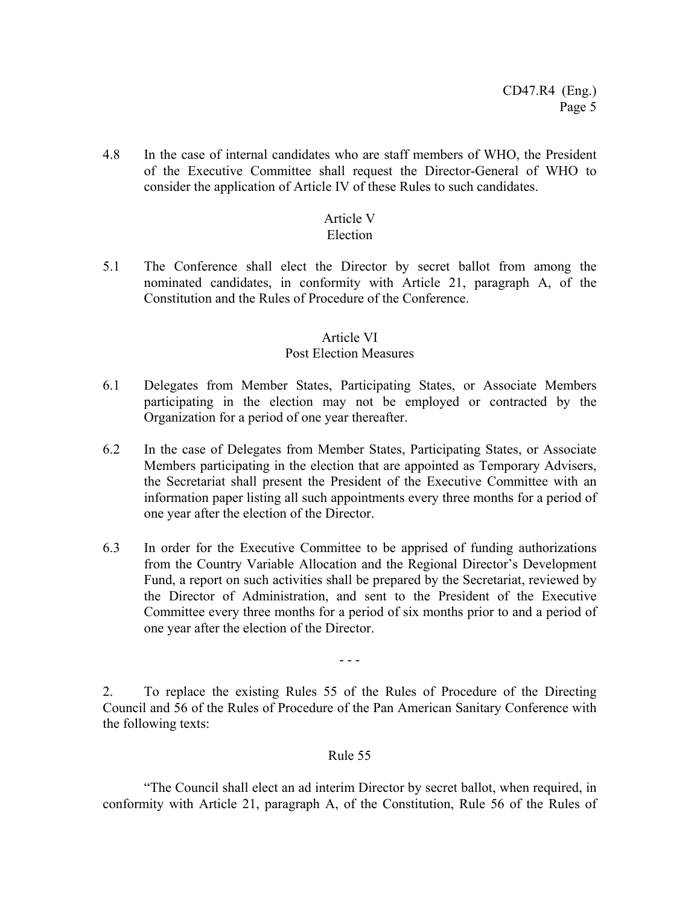4.8 In the case of internal candidates who are staff members of WHO, the President of the Executive Committee shall request the Director-General of WHO to consider the application of Article IV of these Rules to such candidates.

Article V
Election

5.1 The Conference shall elect the Director by secret ballot from among the nominated candidates, in conformity with Article 21, paragraph A, of the Constitution and the Rules of Procedure of the Conference.

Article VI
Post Election Measures

6.1 Delegates from Member States, Participating States, or Associate Members participating in the election may not be employed or contracted by the Organization for a period of one year thereafter.

6.2 In the case of Delegates from Member States, Participating States, or Associate Members participating in the election that are appointed as Temporary Advisers, the Secretariat shall present the President of the Executive Committee with an information paper listing all such appointments every three months for a period of one year after the election of the Director.

6.3 In order for the Executive Committee to be apprised of funding authorizations from the Country Variable Allocation and the Regional Director's Development Fund, a report on such activities shall be prepared by the Secretariat, reviewed by the Director of Administration, and sent to the President of the Executive Committee every three months for a period of six months prior to and a period of one year after the election of the Director.

- - -

2. To replace the existing Rules 55 of the Rules of Procedure of the Directing Council and 56 of the Rules of Procedure of the Pan American Sanitary Conference with the following texts:

Rule 55

"The Council shall elect an ad interim Director by secret ballot, when required, in conformity with Article 21, paragraph A, of the Constitution, Rule 56 of the Rules of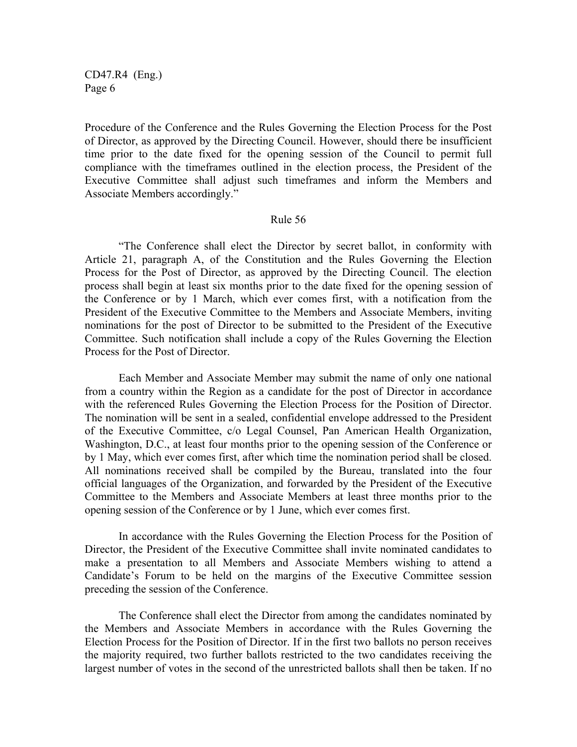Procedure of the Conference and the Rules Governing the Election Process for the Post of Director, as approved by the Directing Council. However, should there be insufficient time prior to the date fixed for the opening session of the Council to permit full compliance with the timeframes outlined in the election process, the President of the Executive Committee shall adjust such timeframes and inform the Members and Associate Members accordingly."

Rule 56

"The Conference shall elect the Director by secret ballot, in conformity with Article 21, paragraph A, of the Constitution and the Rules Governing the Election Process for the Post of Director, as approved by the Directing Council. The election process shall begin at least six months prior to the date fixed for the opening session of the Conference or by 1 March, which ever comes first, with a notification from the President of the Executive Committee to the Members and Associate Members, inviting nominations for the post of Director to be submitted to the President of the Executive Committee. Such notification shall include a copy of the Rules Governing the Election Process for the Post of Director.

Each Member and Associate Member may submit the name of only one national from a country within the Region as a candidate for the post of Director in accordance with the referenced Rules Governing the Election Process for the Position of Director. The nomination will be sent in a sealed, confidential envelope addressed to the President of the Executive Committee, c/o Legal Counsel, Pan American Health Organization, Washington, D.C., at least four months prior to the opening session of the Conference or by 1 May, which ever comes first, after which time the nomination period shall be closed. All nominations received shall be compiled by the Bureau, translated into the four official languages of the Organization, and forwarded by the President of the Executive Committee to the Members and Associate Members at least three months prior to the opening session of the Conference or by 1 June, which ever comes first.

In accordance with the Rules Governing the Election Process for the Position of Director, the President of the Executive Committee shall invite nominated candidates to make a presentation to all Members and Associate Members wishing to attend a Candidate's Forum to be held on the margins of the Executive Committee session preceding the session of the Conference.

The Conference shall elect the Director from among the candidates nominated by the Members and Associate Members in accordance with the Rules Governing the Election Process for the Position of Director. If in the first two ballots no person receives the majority required, two further ballots restricted to the two candidates receiving the largest number of votes in the second of the unrestricted ballots shall then be taken. If no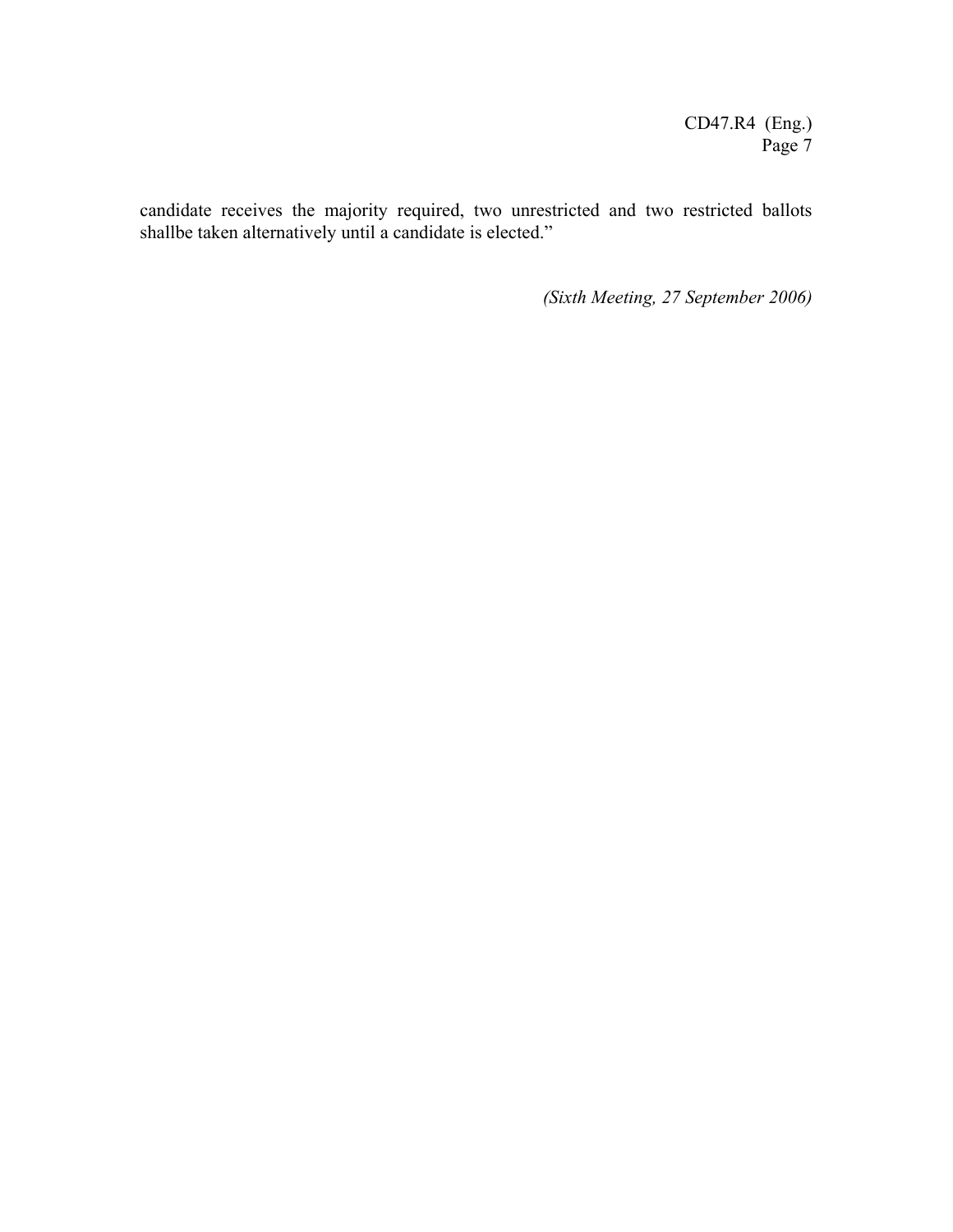candidate receives the majority required, two unrestricted and two restricted ballots shallbe taken alternatively until a candidate is elected."

*(Sixth Meeting, 27 September 2006)*